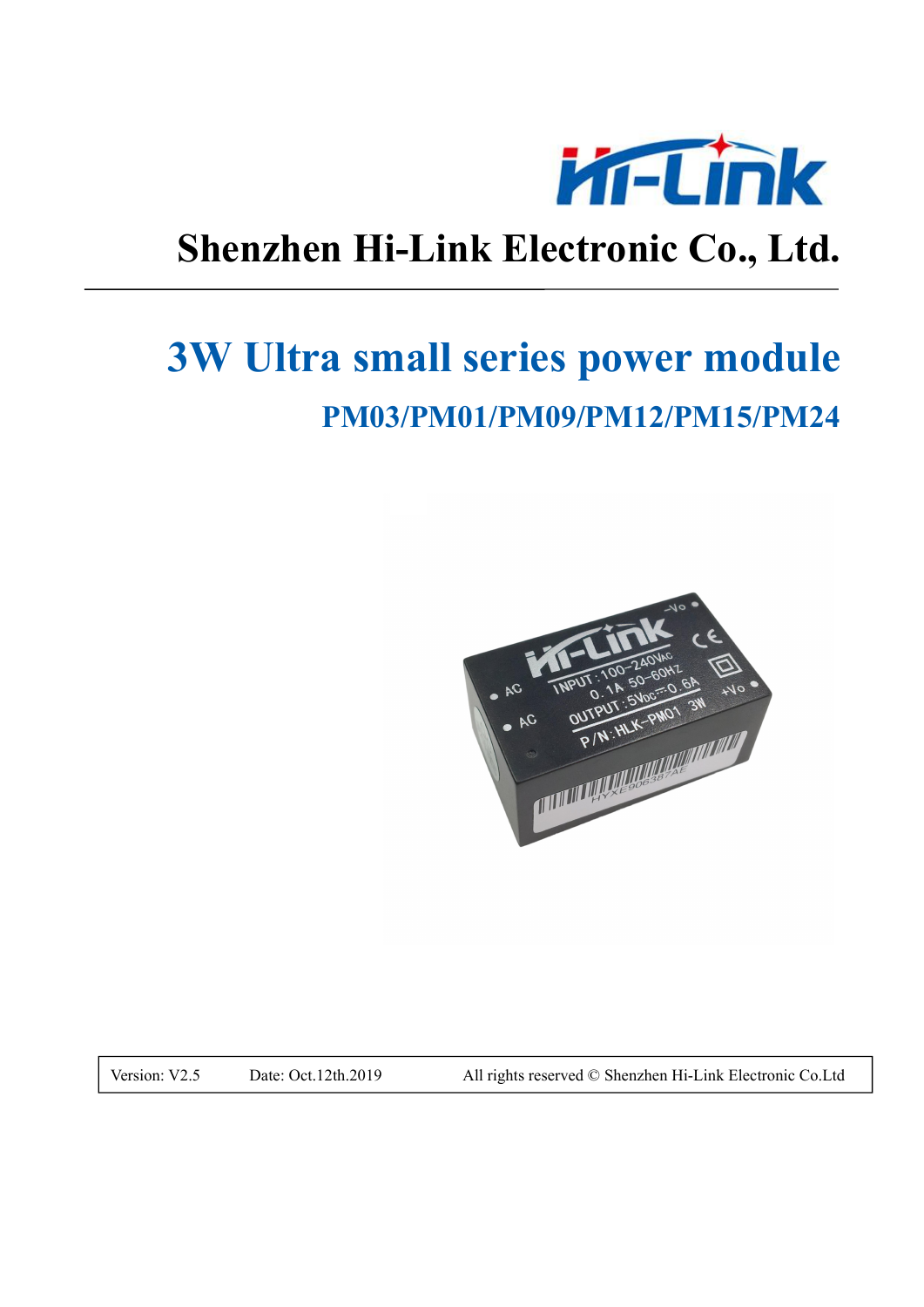# Shenzhen Hi-Link Electronic Co., Ltd.

## 3W Ultra small series power module

### PM03/PM01/PM09/PM12/PM15/PM24

| Version: V2.5 | Date: Oct.12th.2019 | All rights reserved © Shenzhen Hi-Link Electronic Co.Ltd |
|---|---|---|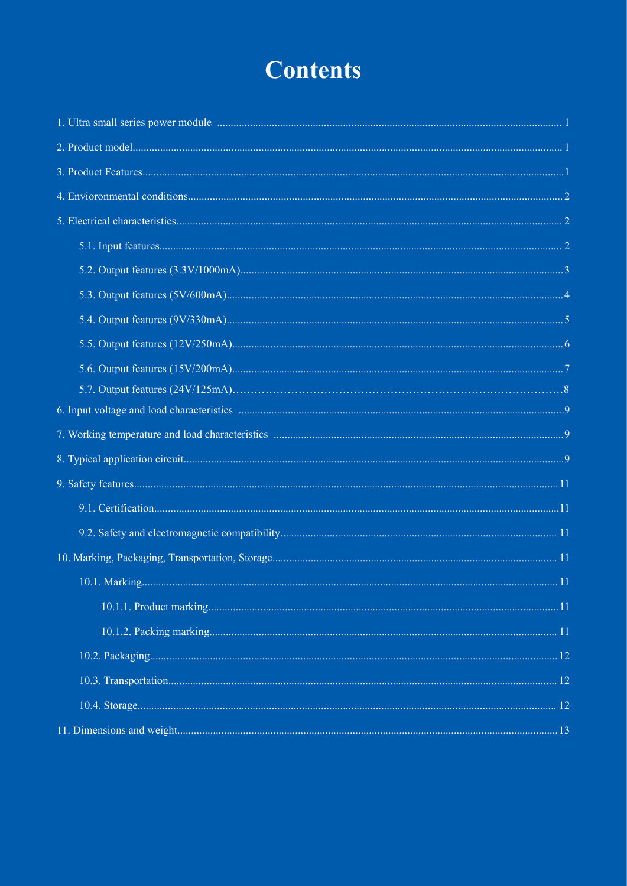# Contents

1. Ultra small series power module ........................................ 1
2. Product model ........................................ 1
3. Product Features ........................................ 1
4. Envioronmental conditions ........................................ 2
5. Electrical characteristics ........................................ 2
    - 5.1. Input features ........................................ 2
    - 5.2. Output features (3.3V/1000mA) ........................................ 3
    - 5.3. Output features (5V/600mA) ........................................ 4
    - 5.4. Output features (9V/330mA) ........................................ 5
    - 5.5. Output features (12V/250mA) ........................................ 6
    - 5.6. Output features (15V/200mA) ........................................ 7
    - 5.7. Output features (24V/125mA) ........................................ 8
6. Input voltage and load characteristics ........................................ 9
7. Working temperature and load characteristics ........................................ 9
8. Typical application circuit ........................................ 9
9. Safety features ........................................ 11
    - 9.1. Certification ........................................ 11
    - 9.2. Safety and electromagnetic compatibility ........................................ 11
10. Marking, Packaging, Transportation, Storage ........................................ 11
    - 10.1. Marking ........................................ 11
        - 10.1.1. Product marking ........................................ 11
        - 10.1.2. Packing marking ........................................ 11
    - 10.2. Packaging ........................................ 12
    - 10.3. Transportation ........................................ 12
    - 10.4. Storage ........................................ 12
11. Dimensions and weight ........................................ 13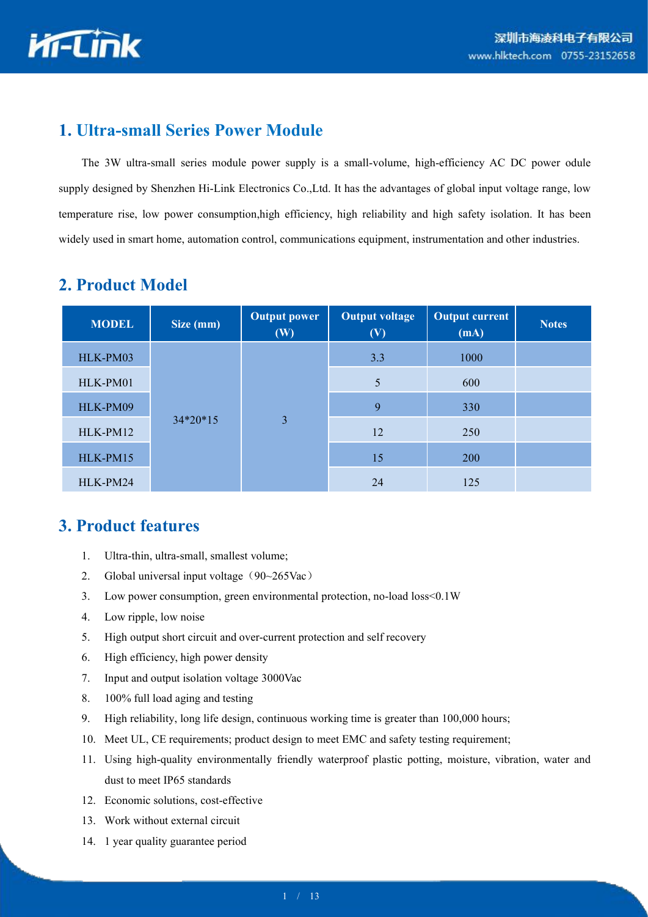## 1. Ultra-small Series Power Module

The 3W ultra-small series module power supply is a small-volume, high-efficiency AC DC power odule supply designed by Shenzhen Hi-Link Electronics Co.,Ltd. It has the advantages of global input voltage range, low temperature rise, low power consumption,high efficiency, high reliability and high safety isolation. It has been widely used in smart home, automation control, communications equipment, instrumentation and other industries.

## 2. Product Model

| MODEL | Size (mm) | Output power (W) | Output voltage (V) | Output current (mA) | Notes |
|---|---|---|---|---|---|
| HLK-PM03 | 34*20*15 | 3 | 3.3 | 1000 | |
| HLK-PM01 | | | 5 | 600 | |
| HLK-PM09 | | | 9 | 330 | |
| HLK-PM12 | | | 12 | 250 | |
| HLK-PM15 | | | 15 | 200 | |
| HLK-PM24 | | | 24 | 125 | |

## 3. Product features

1. Ultra-thin, ultra-small, smallest volume;
2. Global universal input voltage（90~265Vac）
3. Low power consumption, green environmental protection, no-load loss<0.1W
4. Low ripple, low noise
5. High output short circuit and over-current protection and self recovery
6. High efficiency, high power density
7. Input and output isolation voltage 3000Vac
8. 100% full load aging and testing
9. High reliability, long life design, continuous working time is greater than 100,000 hours;
10. Meet UL, CE requirements; product design to meet EMC and safety testing requirement;
11. Using high-quality environmentally friendly waterproof plastic potting, moisture, vibration, water and dust to meet IP65 standards
12. Economic solutions, cost-effective
13. Work without external circuit
14. 1 year quality guarantee period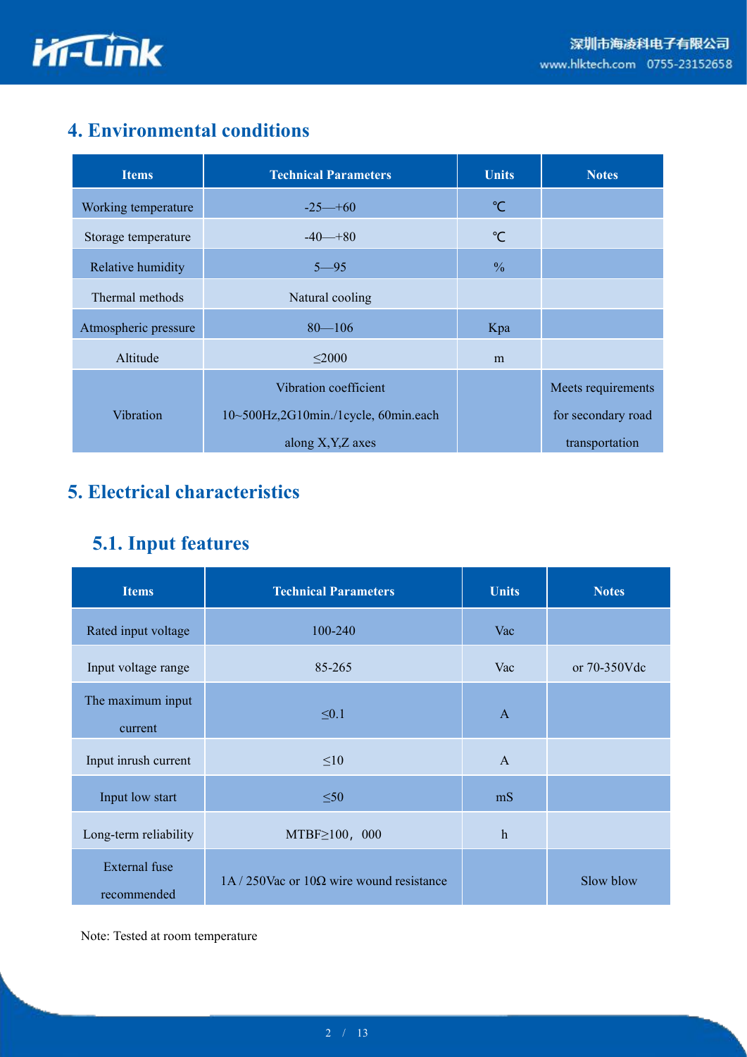## 4. Environmental conditions

| Items | Technical Parameters | Units | Notes |
|---|---|---|---|
| Working temperature | -25—+60 | ℃ | |
| Storage temperature | -40—+80 | ℃ | |
| Relative humidity | 5—95 | % | |
| Thermal methods | Natural cooling | | |
| Atmospheric pressure | 80—106 | Kpa | |
| Altitude | ≤2000 | m | |
| Vibration | Vibration coefficient 10~500Hz,2G10min./1cycle, 60min.each along X,Y,Z axes | | Meets requirements for secondary road transportation |

## 5. Electrical characteristics

### 5.1. Input features

| Items | Technical Parameters | Units | Notes |
|---|---|---|---|
| Rated input voltage | 100-240 | Vac | |
| Input voltage range | 85-265 | Vac | or 70-350Vdc |
| The maximum input current | ≤0.1 | A | |
| Input inrush current | ≤10 | A | |
| Input low start | ≤50 | mS | |
| Long-term reliability | MTBF≥100，000 | h | |
| External fuse recommended | 1A / 250Vac or 10Ω wire wound resistance | | Slow blow |

Note: Tested at room temperature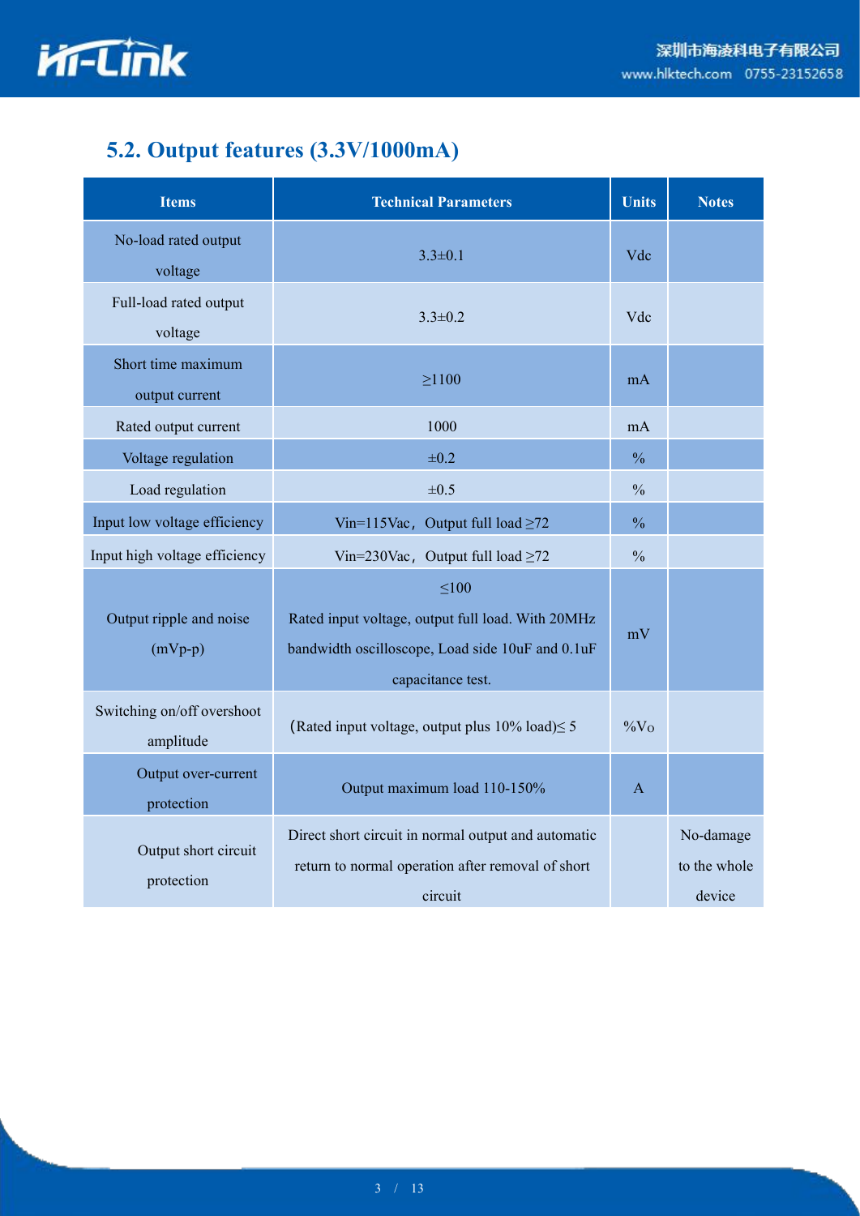## 5.2. Output features (3.3V/1000mA)

| Items | Technical Parameters | Units | Notes |
|---|---|---|---|
| No-load rated output voltage | 3.3±0.1 | Vdc | |
| Full-load rated output voltage | 3.3±0.2 | Vdc | |
| Short time maximum output current | ≥1100 | mA | |
| Rated output current | 1000 | mA | |
| Voltage regulation | ±0.2 | % | |
| Load regulation | ±0.5 | % | |
| Input low voltage efficiency | Vin=115Vac，Output full load ≥72 | % | |
| Input high voltage efficiency | Vin=230Vac，Output full load ≥72 | % | |
| Output ripple and noise (mVp-p) | ≤100 Rated input voltage, output full load. With 20MHz bandwidth oscilloscope, Load side 10uF and 0.1uF capacitance test. | mV | |
| Switching on/off overshoot amplitude | (Rated input voltage, output plus 10% load)≤ 5 | %Vo | |
| Output over-current protection | Output maximum load 110-150% | A | |
| Output short circuit protection | Direct short circuit in normal output and automatic return to normal operation after removal of short circuit | | No-damage to the whole device |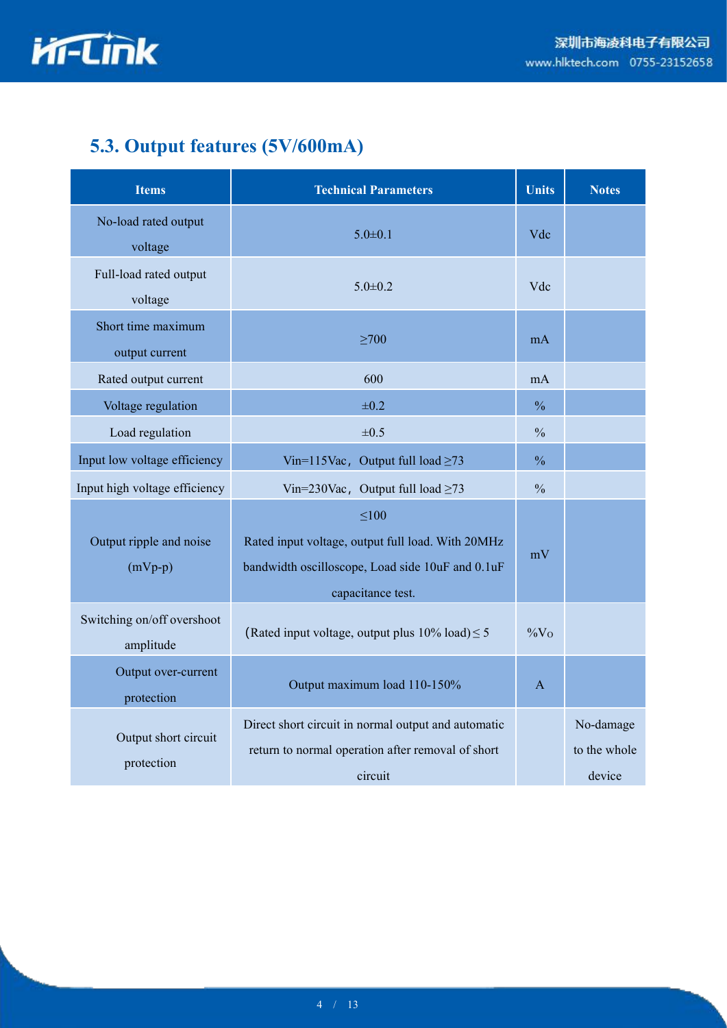## 5.3. Output features (5V/600mA)

| Items | Technical Parameters | Units | Notes |
|---|---|---|---|
| No-load rated output voltage | 5.0±0.1 | Vdc | |
| Full-load rated output voltage | 5.0±0.2 | Vdc | |
| Short time maximum output current | ≥700 | mA | |
| Rated output current | 600 | mA | |
| Voltage regulation | ±0.2 | % | |
| Load regulation | ±0.5 | % | |
| Input low voltage efficiency | Vin=115Vac，Output full load ≥73 | % | |
| Input high voltage efficiency | Vin=230Vac，Output full load ≥73 | % | |
| Output ripple and noise (mVp-p) | ≤100<br>Rated input voltage, output full load. With 20MHz bandwidth oscilloscope, Load side 10uF and 0.1uF capacitance test. | mV | |
| Switching on/off overshoot amplitude | (Rated input voltage, output plus 10% load)≤ 5 | %Vo | |
| Output over-current protection | Output maximum load 110-150% | A | |
| Output short circuit protection | Direct short circuit in normal output and automatic return to normal operation after removal of short circuit | | No-damage to the whole device |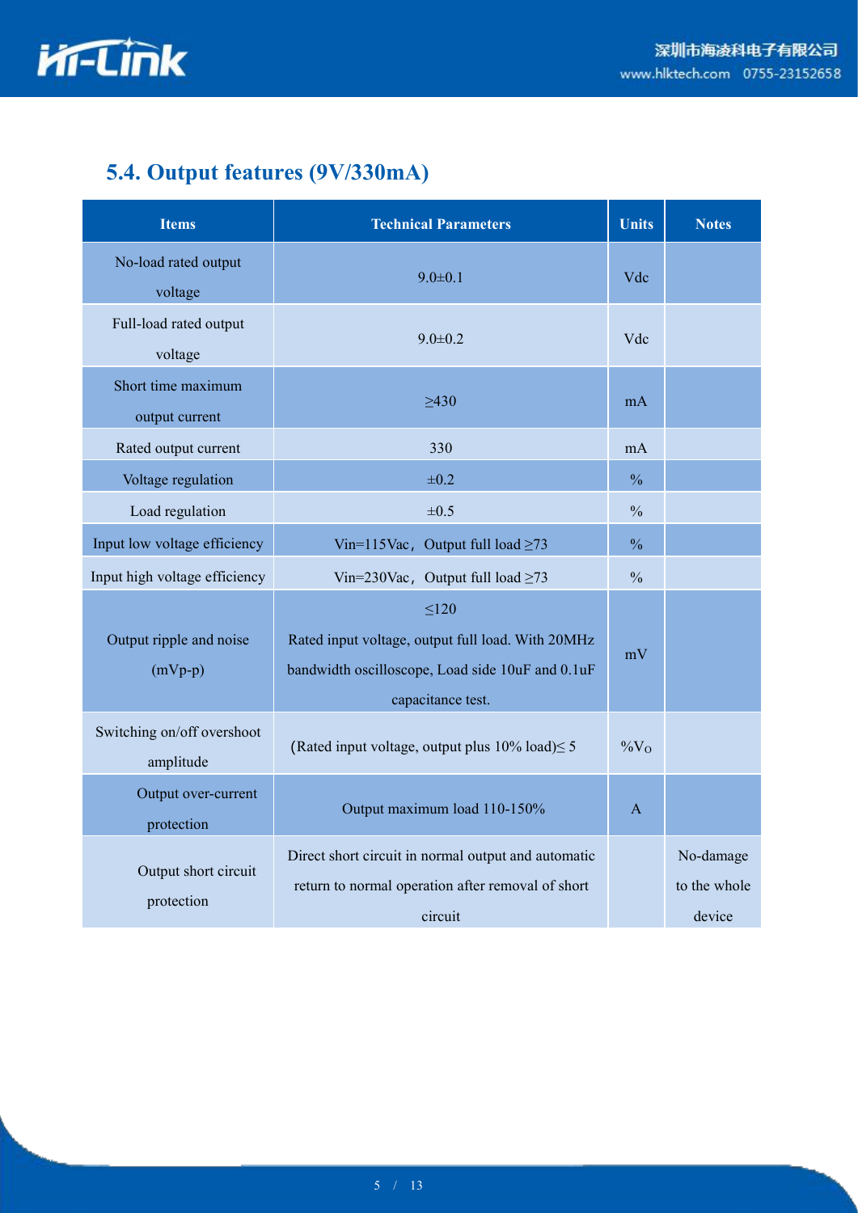## 5.4. Output features (9V/330mA)

| Items | Technical Parameters | Units | Notes |
|---|---|---|---|
| No-load rated output voltage | 9.0±0.1 | Vdc | |
| Full-load rated output voltage | 9.0±0.2 | Vdc | |
| Short time maximum output current | ≥430 | mA | |
| Rated output current | 330 | mA | |
| Voltage regulation | ±0.2 | % | |
| Load regulation | ±0.5 | % | |
| Input low voltage efficiency | Vin=115Vac，Output full load ≥73 | % | |
| Input high voltage efficiency | Vin=230Vac，Output full load ≥73 | % | |
| Output ripple and noise (mVp-p) | ≤120<br>Rated input voltage, output full load. With 20MHz bandwidth oscilloscope, Load side 10uF and 0.1uF capacitance test. | mV | |
| Switching on/off overshoot amplitude | (Rated input voltage, output plus 10% load)≤ 5 | $\%V_O$ | |
| Output over-current protection | Output maximum load 110-150% | A | |
| Output short circuit protection | Direct short circuit in normal output and automatic return to normal operation after removal of short circuit | | No-damage to the whole device |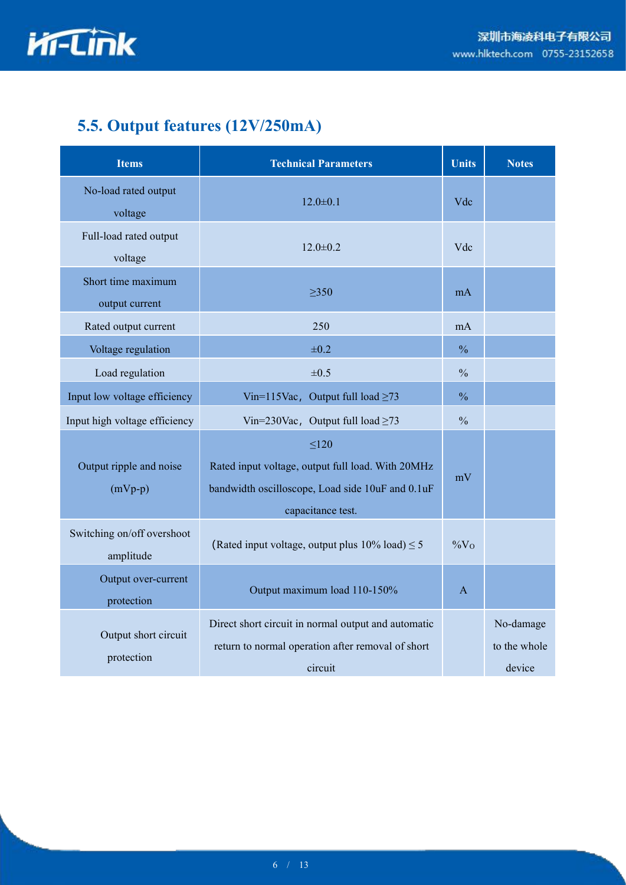## 5.5. Output features (12V/250mA)

| Items | Technical Parameters | Units | Notes |
|---|---|---|---|
| No-load rated output voltage | 12.0±0.1 | Vdc | |
| Full-load rated output voltage | 12.0±0.2 | Vdc | |
| Short time maximum output current | ≥350 | mA | |
| Rated output current | 250 | mA | |
| Voltage regulation | ±0.2 | % | |
| Load regulation | ±0.5 | % | |
| Input low voltage efficiency | Vin=115Vac，Output full load ≥73 | % | |
| Input high voltage efficiency | Vin=230Vac，Output full load ≥73 | % | |
| Output ripple and noise (mVp-p) | ≤120<br>Rated input voltage, output full load. With 20MHz bandwidth oscilloscope, Load side 10uF and 0.1uF capacitance test. | mV | |
| Switching on/off overshoot amplitude | (Rated input voltage, output plus 10% load) ≤ 5 | %Vo | |
| Output over-current protection | Output maximum load 110-150% | A | |
| Output short circuit protection | Direct short circuit in normal output and automatic return to normal operation after removal of short circuit | | No-damage to the whole device |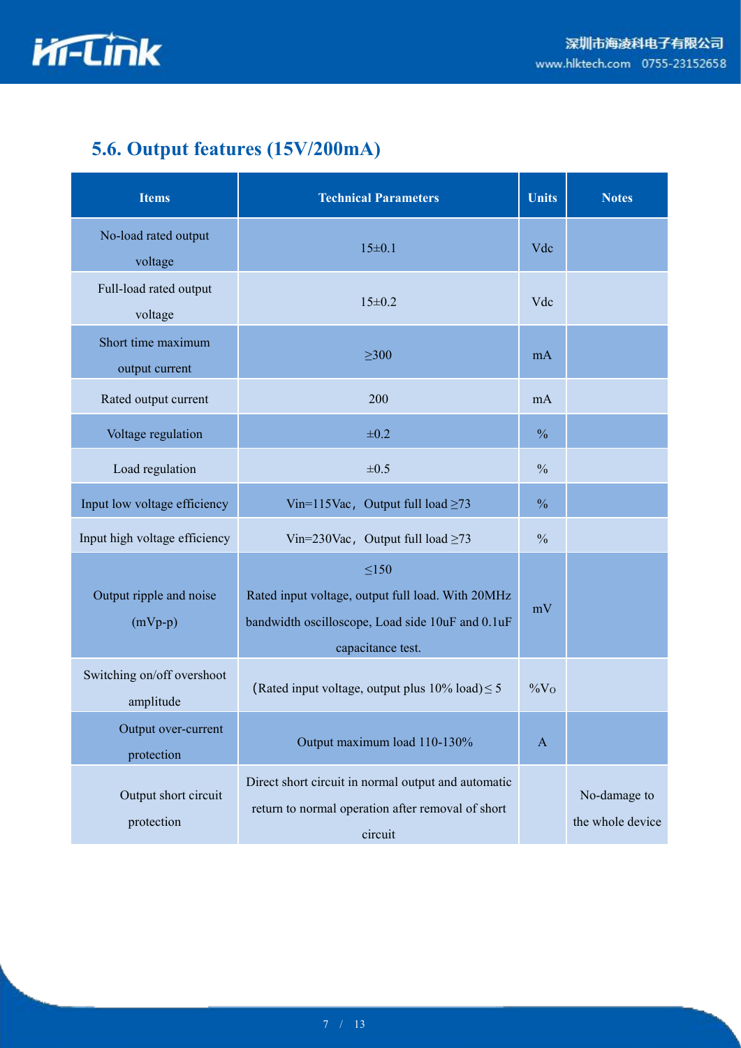## 5.6. Output features (15V/200mA)

| Items | Technical Parameters | Units | Notes |
|---|---|---|---|
| No-load rated output voltage | 15±0.1 | Vdc | |
| Full-load rated output voltage | 15±0.2 | Vdc | |
| Short time maximum output current | ≥300 | mA | |
| Rated output current | 200 | mA | |
| Voltage regulation | ±0.2 | % | |
| Load regulation | ±0.5 | % | |
| Input low voltage efficiency | Vin=115Vac，Output full load ≥73 | % | |
| Input high voltage efficiency | Vin=230Vac，Output full load ≥73 | % | |
| Output ripple and noise (mVp-p) | ≤150<br>Rated input voltage, output full load. With 20MHz bandwidth oscilloscope, Load side 10uF and 0.1uF capacitance test. | mV | |
| Switching on/off overshoot amplitude | (Rated input voltage, output plus 10% load)≤ 5 | %Vo | |
| Output over-current protection | Output maximum load 110-130% | A | |
| Output short circuit protection | Direct short circuit in normal output and automatic return to normal operation after removal of short circuit | | No-damage to the whole device |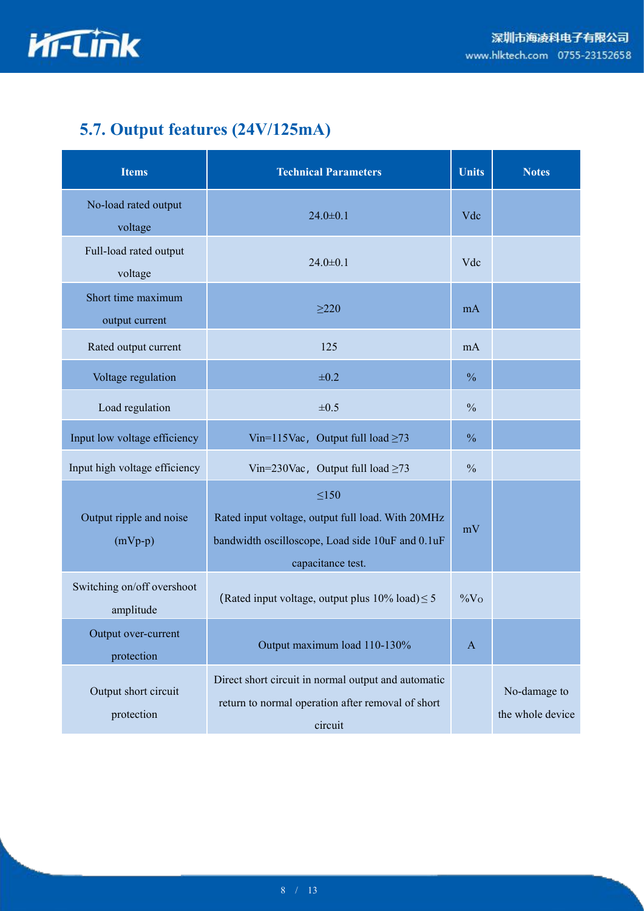## 5.7. Output features (24V/125mA)

| Items | Technical Parameters | Units | Notes |
|---|---|---|---|
| No-load rated output voltage | 24.0±0.1 | Vdc | |
| Full-load rated output voltage | 24.0±0.1 | Vdc | |
| Short time maximum output current | ≥220 | mA | |
| Rated output current | 125 | mA | |
| Voltage regulation | ±0.2 | % | |
| Load regulation | ±0.5 | % | |
| Input low voltage efficiency | Vin=115Vac，Output full load ≥73 | % | |
| Input high voltage efficiency | Vin=230Vac，Output full load ≥73 | % | |
| Output ripple and noise (mVp-p) | ≤150 Rated input voltage, output full load. With 20MHz bandwidth oscilloscope, Load side 10uF and 0.1uF capacitance test. | mV | |
| Switching on/off overshoot amplitude | (Rated input voltage, output plus 10% load)≤ 5 | %Vo | |
| Output over-current protection | Output maximum load 110-130% | A | |
| Output short circuit protection | Direct short circuit in normal output and automatic return to normal operation after removal of short circuit | | No-damage to the whole device |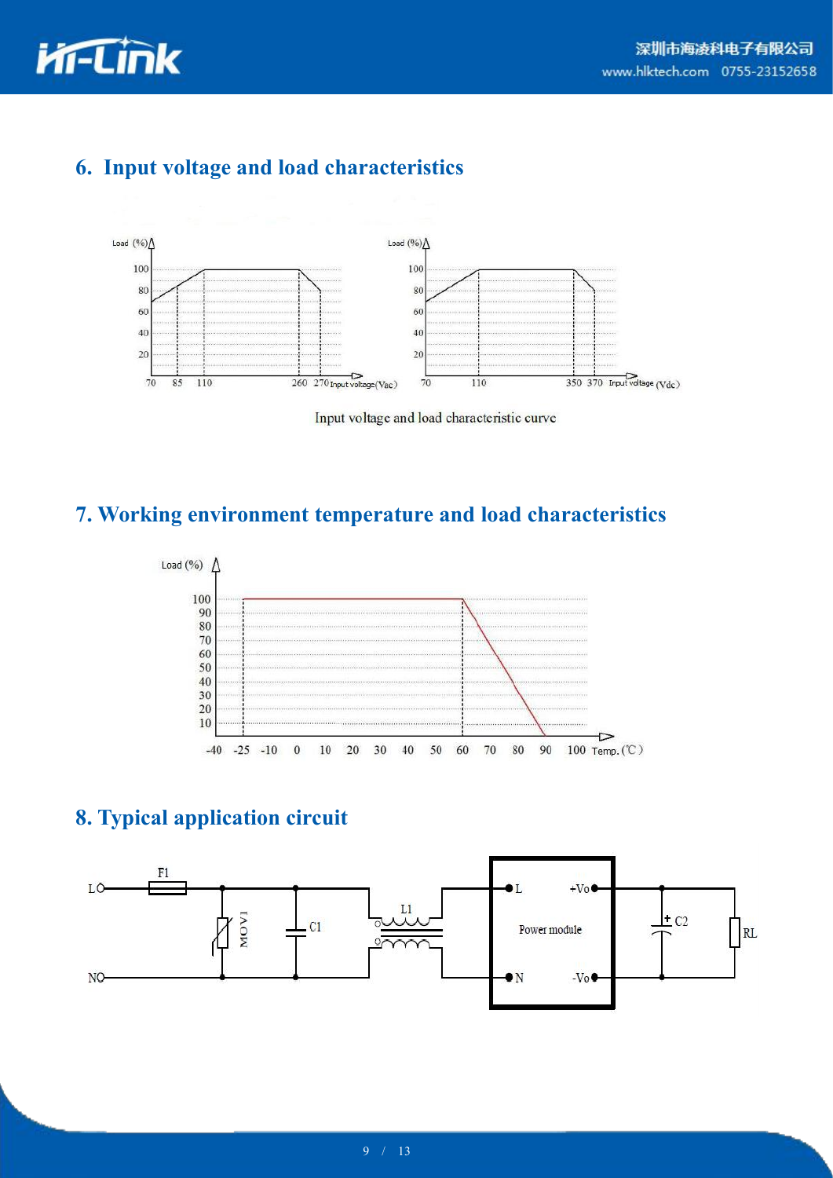## 6. Input voltage and load characteristics

Input voltage and load characteristic curve

## 7. Working environment temperature and load characteristics

## 8. Typical application circuit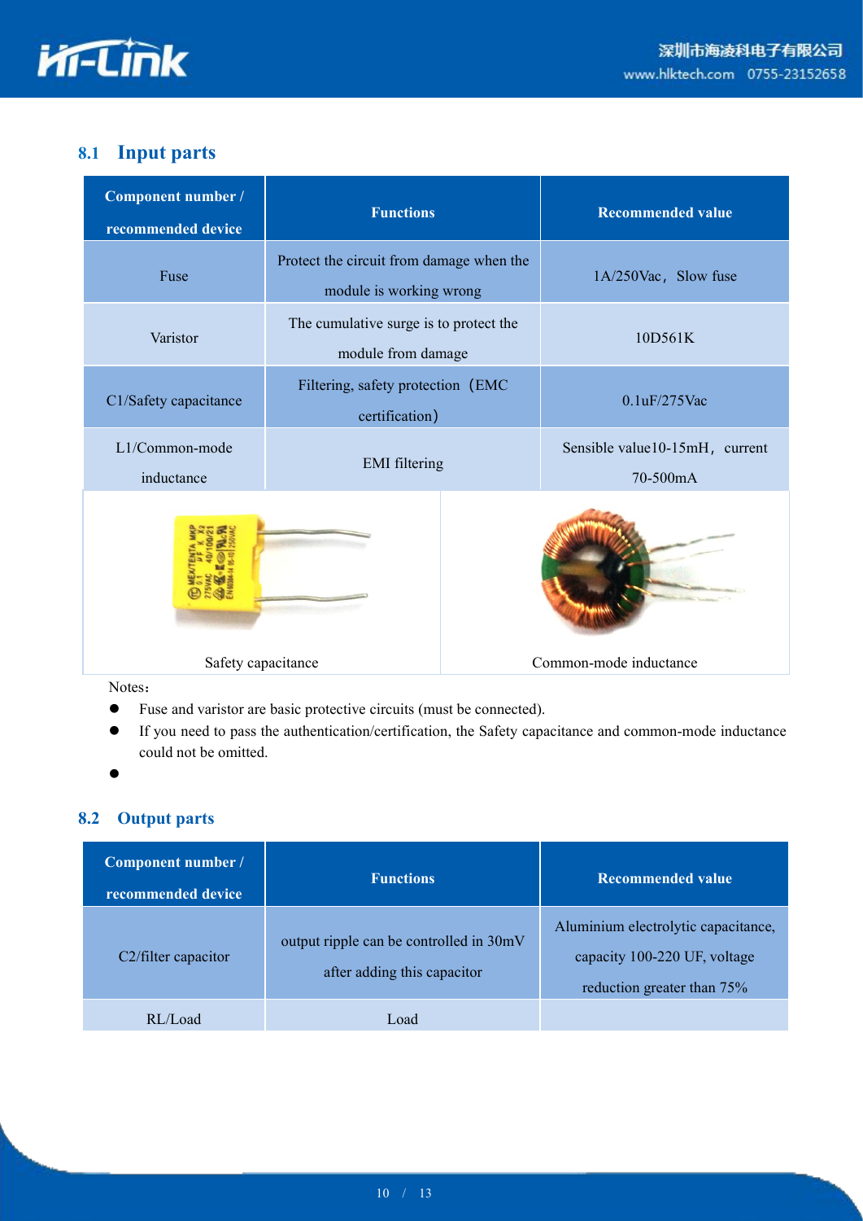## 8.1 Input parts

| Component number / recommended device | Functions | Recommended value |
|---|---|---|
| Fuse | Protect the circuit from damage when the module is working wrong | 1A/250Vac，Slow fuse |
| Varistor | The cumulative surge is to protect the module from damage | 10D561K |
| C1/Safety capacitance | Filtering, safety protection（EMC certification） | 0.1uF/275Vac |
| L1/Common-mode inductance | EMI filtering | Sensible value10-15mH，current 70-500mA |

Safety capacitance

Common-mode inductance

Notes：

- Fuse and varistor are basic protective circuits (must be connected).
- If you need to pass the authentication/certification, the Safety capacitance and common-mode inductance could not be omitted.
- 

## 8.2 Output parts

| Component number / recommended device | Functions | Recommended value |
|---|---|---|
| C2/filter capacitor | output ripple can be controlled in 30mV after adding this capacitor | Aluminium electrolytic capacitance, capacity 100-220 UF, voltage reduction greater than 75% |
| RL/Load | Load | |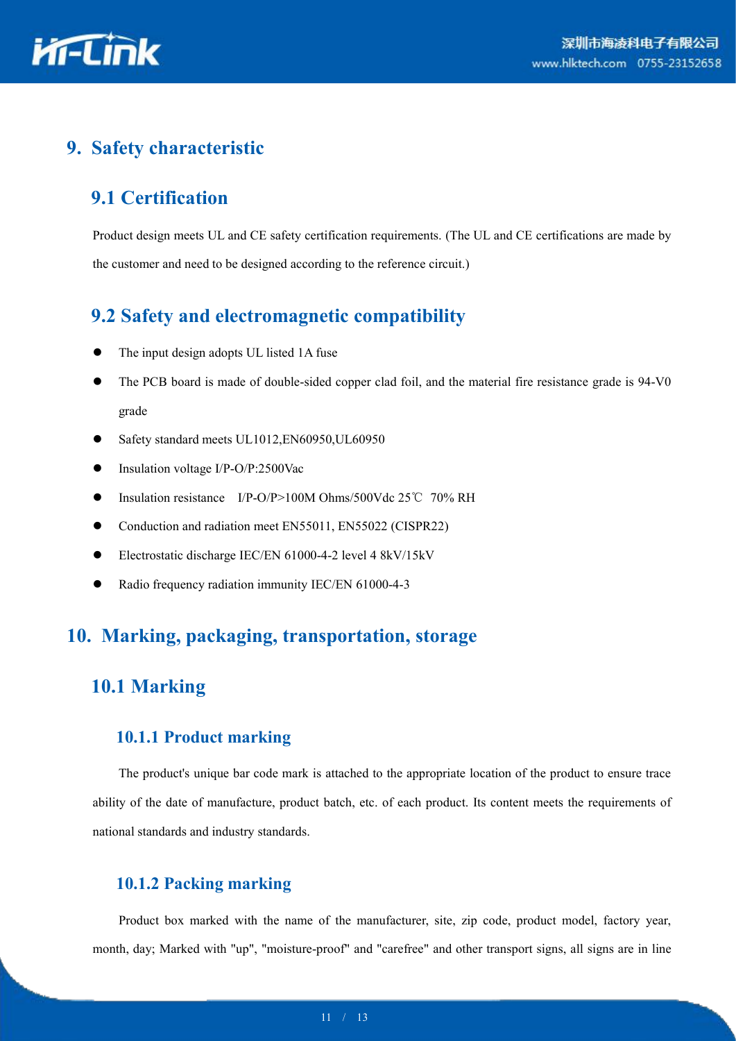# 9. Safety characteristic

## 9.1 Certification

Product design meets UL and CE safety certification requirements. (The UL and CE certifications are made by the customer and need to be designed according to the reference circuit.)

## 9.2 Safety and electromagnetic compatibility

- The input design adopts UL listed 1A fuse
- The PCB board is made of double-sided copper clad foil, and the material fire resistance grade is 94-V0 grade
- Safety standard meets UL1012,EN60950,UL60950
- Insulation voltage I/P-O/P:2500Vac
- Insulation resistance I/P-O/P>100M Ohms/500Vdc 25℃ 70% RH
- Conduction and radiation meet EN55011, EN55022 (CISPR22)
- Electrostatic discharge IEC/EN 61000-4-2 level 4 8kV/15kV
- Radio frequency radiation immunity IEC/EN 61000-4-3

# 10. Marking, packaging, transportation, storage

## 10.1 Marking

### 10.1.1 Product marking

The product's unique bar code mark is attached to the appropriate location of the product to ensure trace ability of the date of manufacture, product batch, etc. of each product. Its content meets the requirements of national standards and industry standards.

### 10.1.2 Packing marking

Product box marked with the name of the manufacturer, site, zip code, product model, factory year, month, day; Marked with "up", "moisture-proof" and "carefree" and other transport signs, all signs are in line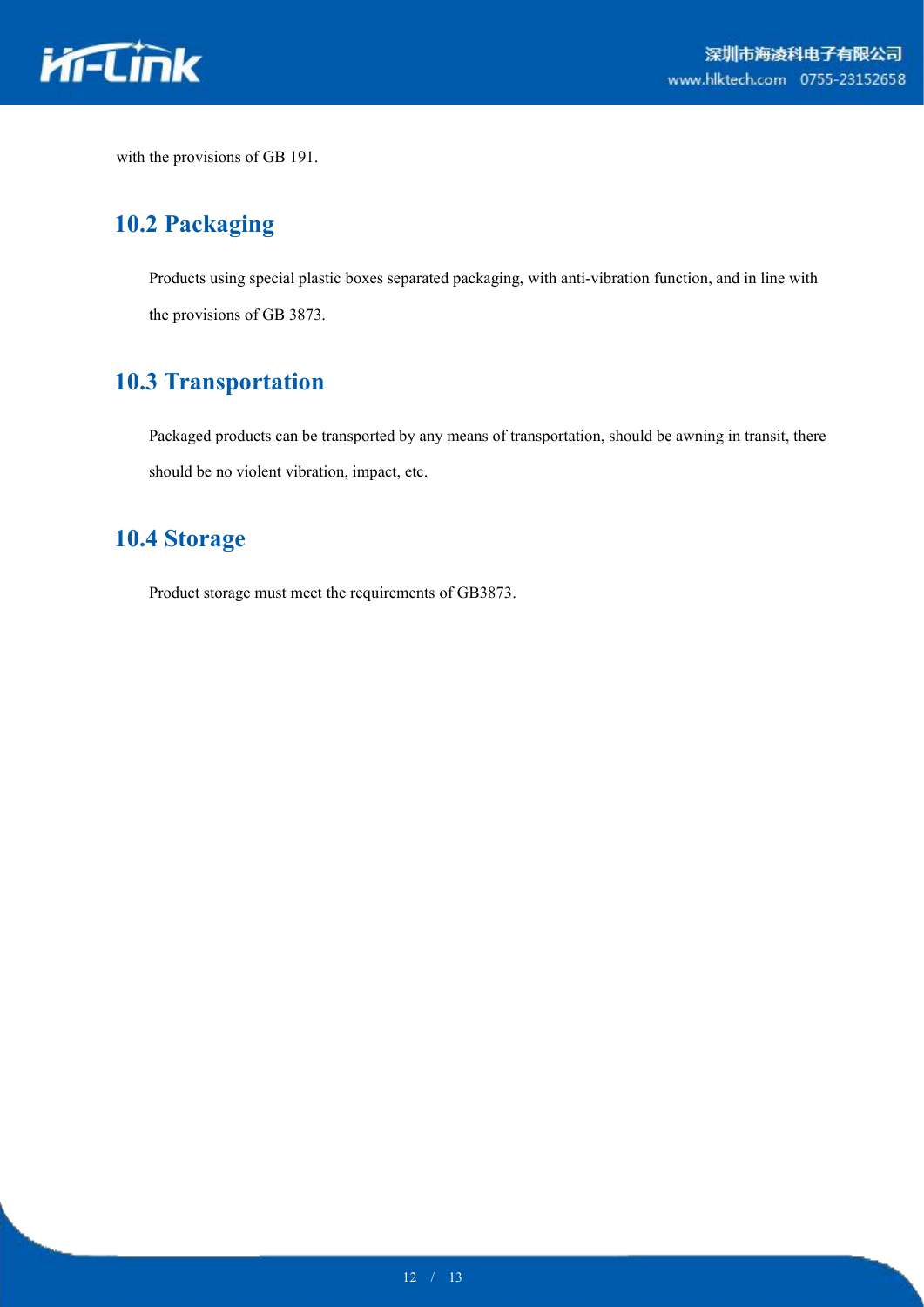with the provisions of GB 191.

## 10.2 Packaging

Products using special plastic boxes separated packaging, with anti-vibration function, and in line with the provisions of GB 3873.

## 10.3 Transportation

Packaged products can be transported by any means of transportation, should be awning in transit, there should be no violent vibration, impact, etc.

## 10.4 Storage

Product storage must meet the requirements of GB3873.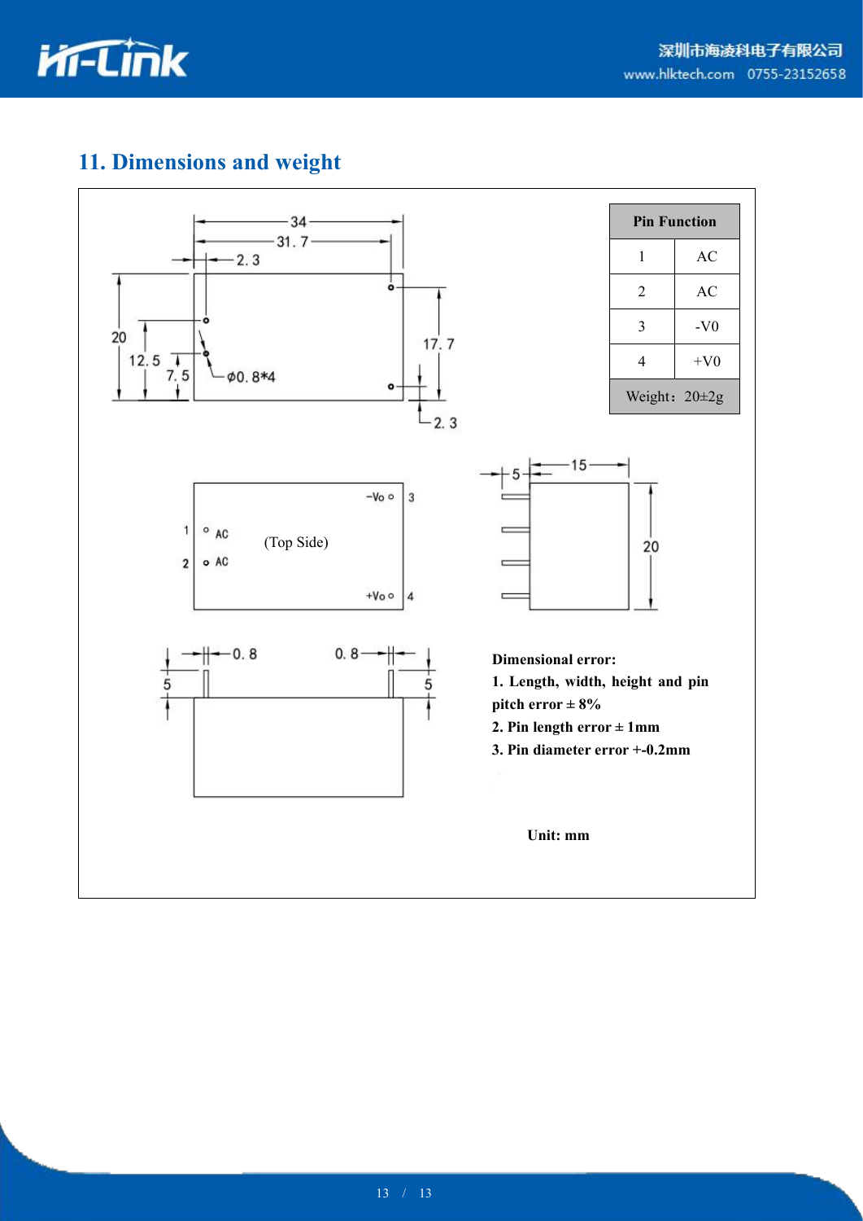## 11. Dimensions and weight

34
31.7
2.3
20
12.5
7.5
φ0.8*4
17.7
2.3

| Pin Function | |
|---|---|
| 1 | AC |
| 2 | AC |
| 3 | -V0 |
| 4 | +V0 |
| Weight：20±2g | |

1 AC
2 AC
(Top Side)
-Vo 3
+Vo 4

5
15
20

5
0.8
0.8
5

**Dimensional error:**

**1. Length, width, height and pin pitch error ± 8%**

**2. Pin length error ± 1mm**

**3. Pin diameter error +-0.2mm**

**Unit: mm**